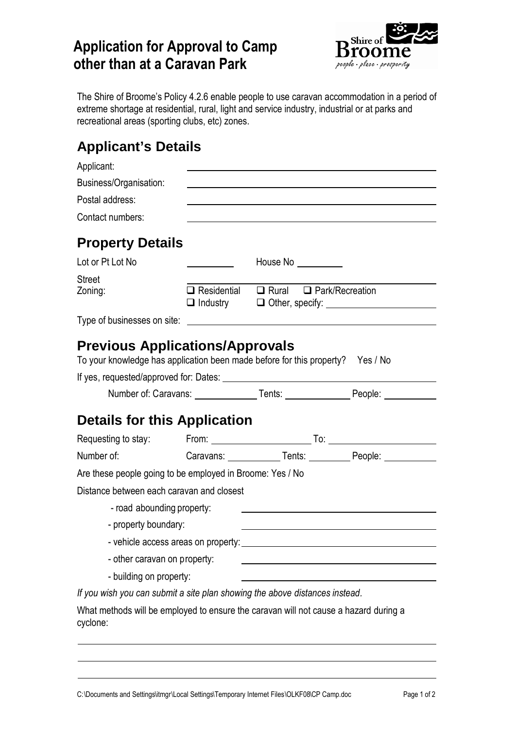# Application for Approval to Camp other than at a Caravan Park

Shire of Broome
*people · place · prosperity*

The Shire of Broome's Policy 4.2.6 enable people to use caravan accommodation in a period of extreme shortage at residential, rural, light and service industry, industrial or at parks and recreational areas (sporting clubs, etc) zones.

## Applicant's Details

Applicant: ____________________

Business/Organisation: ____________________

Postal address: ____________________

Contact numbers: ____________________

## Property Details

Lot or Pt Lot No __________ House No __________

Street ____________________

Zoning: ❑ Residential ❑ Rural ❑ Park/Recreation
❑ Industry ❑ Other, specify: ____________________

Type of businesses on site: ____________________

## Previous Applications/Approvals

To your knowledge has application been made before for this property? Yes / No

If yes, requested/approved for: Dates: ____________________

Number of: Caravans: __________ Tents: __________ People: __________

## Details for this Application

Requesting to stay: From: __________ To: __________

Number of: Caravans: __________ Tents: __________ People: __________

Are these people going to be employed in Broome: Yes / No

Distance between each caravan and closest

- road abounding property: ____________________
- property boundary: ____________________
- vehicle access areas on property: ____________________
- other caravan on property: ____________________
- building on property: ____________________

*If you wish you can submit a site plan showing the above distances instead.*

What methods will be employed to ensure the caravan will not cause a hazard during a cyclone:

____________________

____________________

____________________

C:\Documents and Settings\itmgr\Local Settings\Temporary Internet Files\OLKF08\CP Camp.doc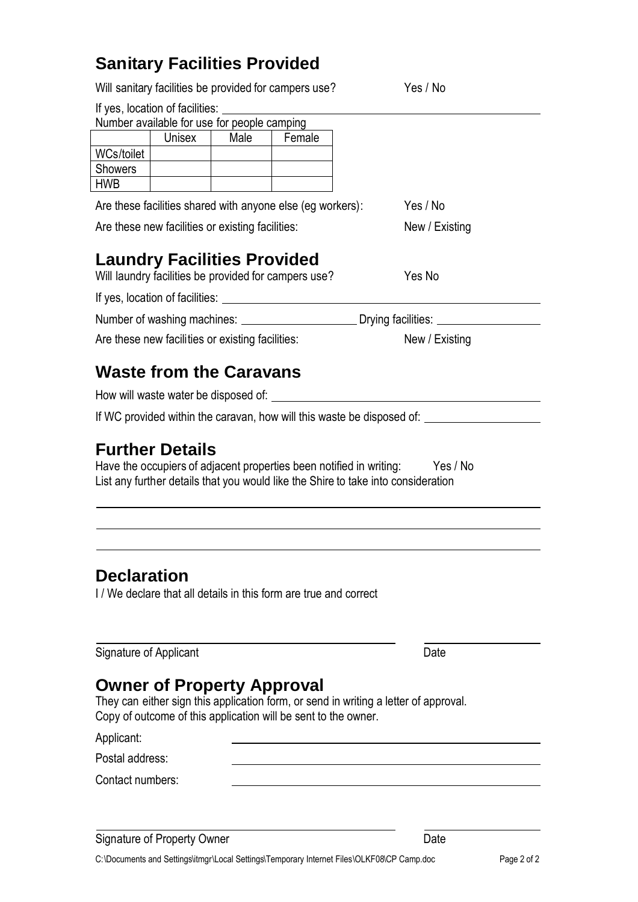## Sanitary Facilities Provided

Will sanitary facilities be provided for campers use? Yes / No

If yes, location of facilities: \_\_\_\_\_\_\_\_\_\_\_\_\_\_\_\_\_\_\_\_\_\_\_\_\_\_\_\_\_\_\_\_\_\_\_\_

Number available for use for people camping

| | Unisex | Male | Female |
|---|---|---|---|
| WCs/toilet | | | |
| Showers | | | |
| HWB | | | |

Are these facilities shared with anyone else (eg workers): Yes / No

Are these new facilities or existing facilities: New / Existing

## Laundry Facilities Provided

Will laundry facilities be provided for campers use? Yes No

If yes, location of facilities: \_\_\_\_\_\_\_\_\_\_\_\_\_\_\_\_\_\_\_\_\_\_\_\_\_\_\_\_\_\_\_\_\_\_\_\_

Number of washing machines: \_\_\_\_\_\_\_\_\_\_\_\_\_\_\_\_\_\_ Drying facilities: \_\_\_\_\_\_\_\_\_\_\_\_\_\_\_\_

Are these new facilities or existing facilities: New / Existing

## Waste from the Caravans

How will waste water be disposed of: \_\_\_\_\_\_\_\_\_\_\_\_\_\_\_\_\_\_\_\_\_\_\_\_\_\_\_\_\_\_\_\_\_\_\_\_

If WC provided within the caravan, how will this waste be disposed of: \_\_\_\_\_\_\_\_\_\_\_\_\_\_\_\_\_\_

## Further Details

Have the occupiers of adjacent properties been notified in writing: Yes / No

List any further details that you would like the Shire to take into consideration

\_\_\_\_\_\_\_\_\_\_\_\_\_\_\_\_\_\_\_\_\_\_\_\_\_\_\_\_\_\_\_\_\_\_\_\_\_\_\_\_\_\_\_\_\_\_\_\_\_\_\_\_\_\_\_\_\_\_\_\_

\_\_\_\_\_\_\_\_\_\_\_\_\_\_\_\_\_\_\_\_\_\_\_\_\_\_\_\_\_\_\_\_\_\_\_\_\_\_\_\_\_\_\_\_\_\_\_\_\_\_\_\_\_\_\_\_\_\_\_\_

\_\_\_\_\_\_\_\_\_\_\_\_\_\_\_\_\_\_\_\_\_\_\_\_\_\_\_\_\_\_\_\_\_\_\_\_\_\_\_\_\_\_\_\_\_\_\_\_\_\_\_\_\_\_\_\_\_\_\_\_

## Declaration

I / We declare that all details in this form are true and correct

\_\_\_\_\_\_\_\_\_\_\_\_\_\_\_\_\_\_\_\_\_\_\_\_\_\_\_\_\_\_\_\_\_\_\_\_ \_\_\_\_\_\_\_\_\_\_\_\_\_\_\_\_

Signature of Applicant Date

## Owner of Property Approval

They can either sign this application form, or send in writing a letter of approval.
Copy of outcome of this application will be sent to the owner.

Applicant: \_\_\_\_\_\_\_\_\_\_\_\_\_\_\_\_\_\_\_\_\_\_\_\_\_\_\_\_\_\_\_\_\_\_\_\_

Postal address: \_\_\_\_\_\_\_\_\_\_\_\_\_\_\_\_\_\_\_\_\_\_\_\_\_\_\_\_\_\_\_\_\_\_\_\_

Contact numbers: \_\_\_\_\_\_\_\_\_\_\_\_\_\_\_\_\_\_\_\_\_\_\_\_\_\_\_\_\_\_\_\_\_\_\_\_

\_\_\_\_\_\_\_\_\_\_\_\_\_\_\_\_\_\_\_\_\_\_\_\_\_\_\_\_\_\_\_\_\_\_\_\_ \_\_\_\_\_\_\_\_\_\_\_\_\_\_\_\_

Signature of Property Owner Date